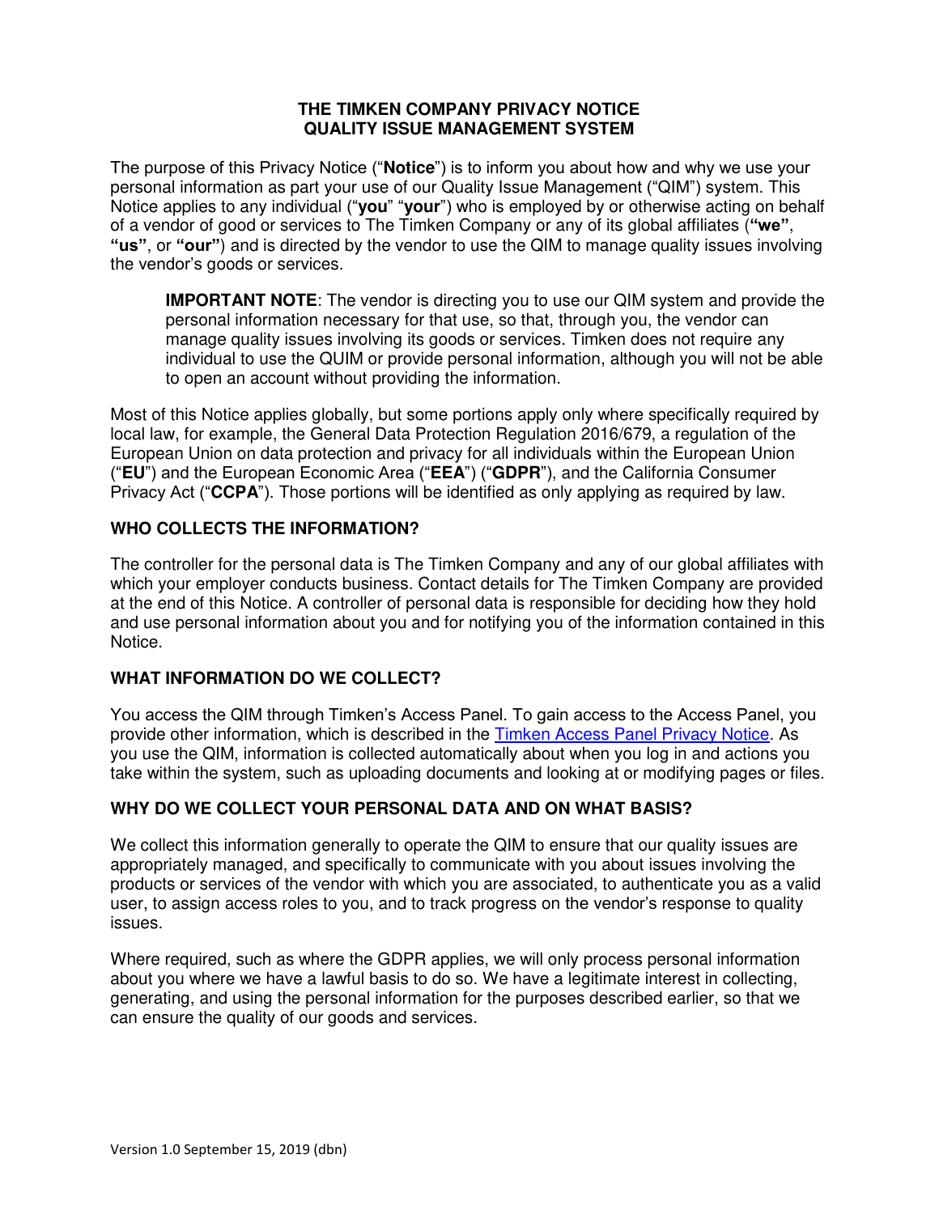# THE TIMKEN COMPANY PRIVACY NOTICE
# QUALITY ISSUE MANAGEMENT SYSTEM

The purpose of this Privacy Notice ("**Notice**") is to inform you about how and why we use your personal information as part your use of our Quality Issue Management ("QIM") system. This Notice applies to any individual ("**you**" "**your**") who is employed by or otherwise acting on behalf of a vendor of good or services to The Timken Company or any of its global affiliates (**"we"**, **"us"**, or **"our"**) and is directed by the vendor to use the QIM to manage quality issues involving the vendor's goods or services.

> **IMPORTANT NOTE**: The vendor is directing you to use our QIM system and provide the personal information necessary for that use, so that, through you, the vendor can manage quality issues involving its goods or services. Timken does not require any individual to use the QUIM or provide personal information, although you will not be able to open an account without providing the information.

Most of this Notice applies globally, but some portions apply only where specifically required by local law, for example, the General Data Protection Regulation 2016/679, a regulation of the European Union on data protection and privacy for all individuals within the European Union ("**EU**") and the European Economic Area ("**EEA**") ("**GDPR**"), and the California Consumer Privacy Act ("**CCPA**"). Those portions will be identified as only applying as required by law.

## WHO COLLECTS THE INFORMATION?

The controller for the personal data is The Timken Company and any of our global affiliates with which your employer conducts business. Contact details for The Timken Company are provided at the end of this Notice. A controller of personal data is responsible for deciding how they hold and use personal information about you and for notifying you of the information contained in this Notice.

## WHAT INFORMATION DO WE COLLECT?

You access the QIM through Timken's Access Panel. To gain access to the Access Panel, you provide other information, which is described in the Timken Access Panel Privacy Notice. As you use the QIM, information is collected automatically about when you log in and actions you take within the system, such as uploading documents and looking at or modifying pages or files.

## WHY DO WE COLLECT YOUR PERSONAL DATA AND ON WHAT BASIS?

We collect this information generally to operate the QIM to ensure that our quality issues are appropriately managed, and specifically to communicate with you about issues involving the products or services of the vendor with which you are associated, to authenticate you as a valid user, to assign access roles to you, and to track progress on the vendor's response to quality issues.

Where required, such as where the GDPR applies, we will only process personal information about you where we have a lawful basis to do so. We have a legitimate interest in collecting, generating, and using the personal information for the purposes described earlier, so that we can ensure the quality of our goods and services.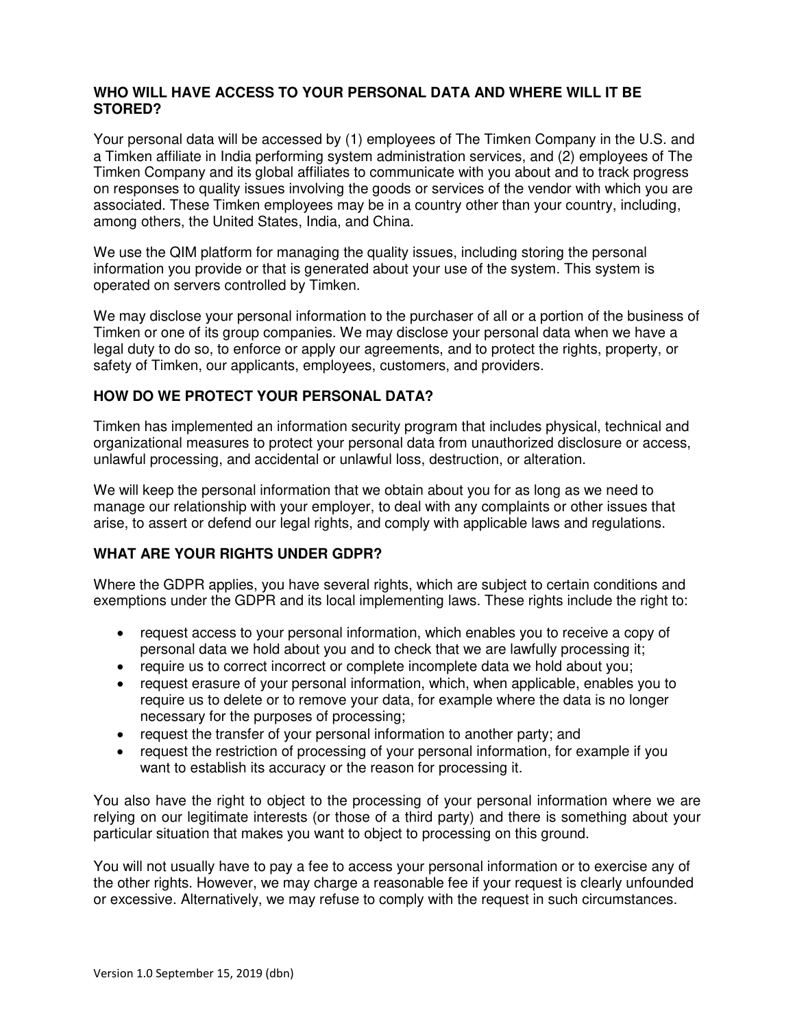### WHO WILL HAVE ACCESS TO YOUR PERSONAL DATA AND WHERE WILL IT BE STORED?

Your personal data will be accessed by (1) employees of The Timken Company in the U.S. and a Timken affiliate in India performing system administration services, and (2) employees of The Timken Company and its global affiliates to communicate with you about and to track progress on responses to quality issues involving the goods or services of the vendor with which you are associated. These Timken employees may be in a country other than your country, including, among others, the United States, India, and China.

We use the QIM platform for managing the quality issues, including storing the personal information you provide or that is generated about your use of the system. This system is operated on servers controlled by Timken.

We may disclose your personal information to the purchaser of all or a portion of the business of Timken or one of its group companies. We may disclose your personal data when we have a legal duty to do so, to enforce or apply our agreements, and to protect the rights, property, or safety of Timken, our applicants, employees, customers, and providers.

### HOW DO WE PROTECT YOUR PERSONAL DATA?

Timken has implemented an information security program that includes physical, technical and organizational measures to protect your personal data from unauthorized disclosure or access, unlawful processing, and accidental or unlawful loss, destruction, or alteration.

We will keep the personal information that we obtain about you for as long as we need to manage our relationship with your employer, to deal with any complaints or other issues that arise, to assert or defend our legal rights, and comply with applicable laws and regulations.

### WHAT ARE YOUR RIGHTS UNDER GDPR?

Where the GDPR applies, you have several rights, which are subject to certain conditions and exemptions under the GDPR and its local implementing laws. These rights include the right to:

- request access to your personal information, which enables you to receive a copy of personal data we hold about you and to check that we are lawfully processing it;
- require us to correct incorrect or complete incomplete data we hold about you;
- request erasure of your personal information, which, when applicable, enables you to require us to delete or to remove your data, for example where the data is no longer necessary for the purposes of processing;
- request the transfer of your personal information to another party; and
- request the restriction of processing of your personal information, for example if you want to establish its accuracy or the reason for processing it.

You also have the right to object to the processing of your personal information where we are relying on our legitimate interests (or those of a third party) and there is something about your particular situation that makes you want to object to processing on this ground.

You will not usually have to pay a fee to access your personal information or to exercise any of the other rights. However, we may charge a reasonable fee if your request is clearly unfounded or excessive. Alternatively, we may refuse to comply with the request in such circumstances.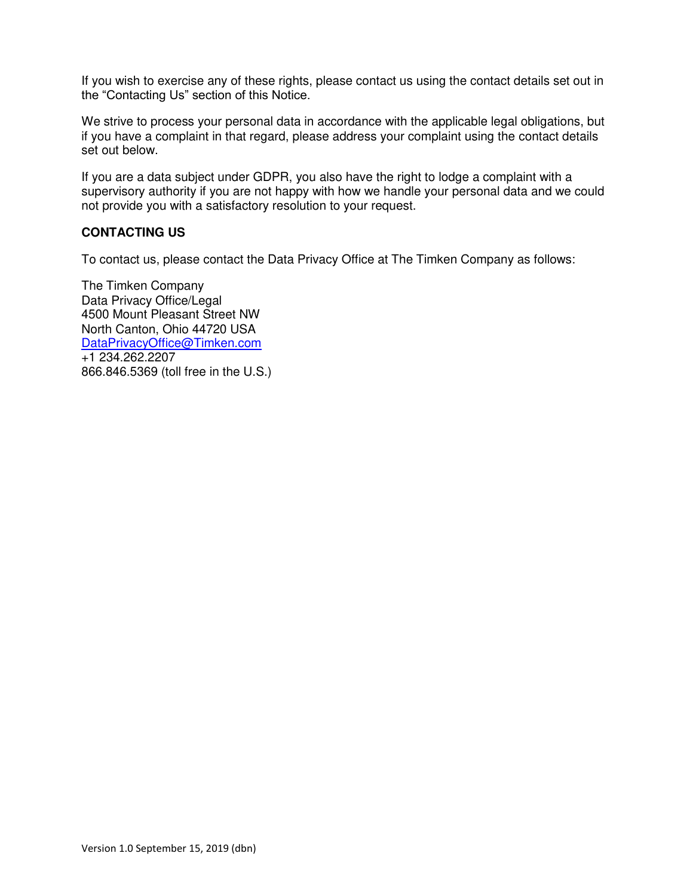If you wish to exercise any of these rights, please contact us using the contact details set out in the "Contacting Us" section of this Notice.

We strive to process your personal data in accordance with the applicable legal obligations, but if you have a complaint in that regard, please address your complaint using the contact details set out below.

If you are a data subject under GDPR, you also have the right to lodge a complaint with a supervisory authority if you are not happy with how we handle your personal data and we could not provide you with a satisfactory resolution to your request.

**CONTACTING US**

To contact us, please contact the Data Privacy Office at The Timken Company as follows:

The Timken Company
Data Privacy Office/Legal
4500 Mount Pleasant Street NW
North Canton, Ohio 44720 USA
DataPrivacyOffice@Timken.com
+1 234.262.2207
866.846.5369 (toll free in the U.S.)

Version 1.0 September 15, 2019 (dbn)